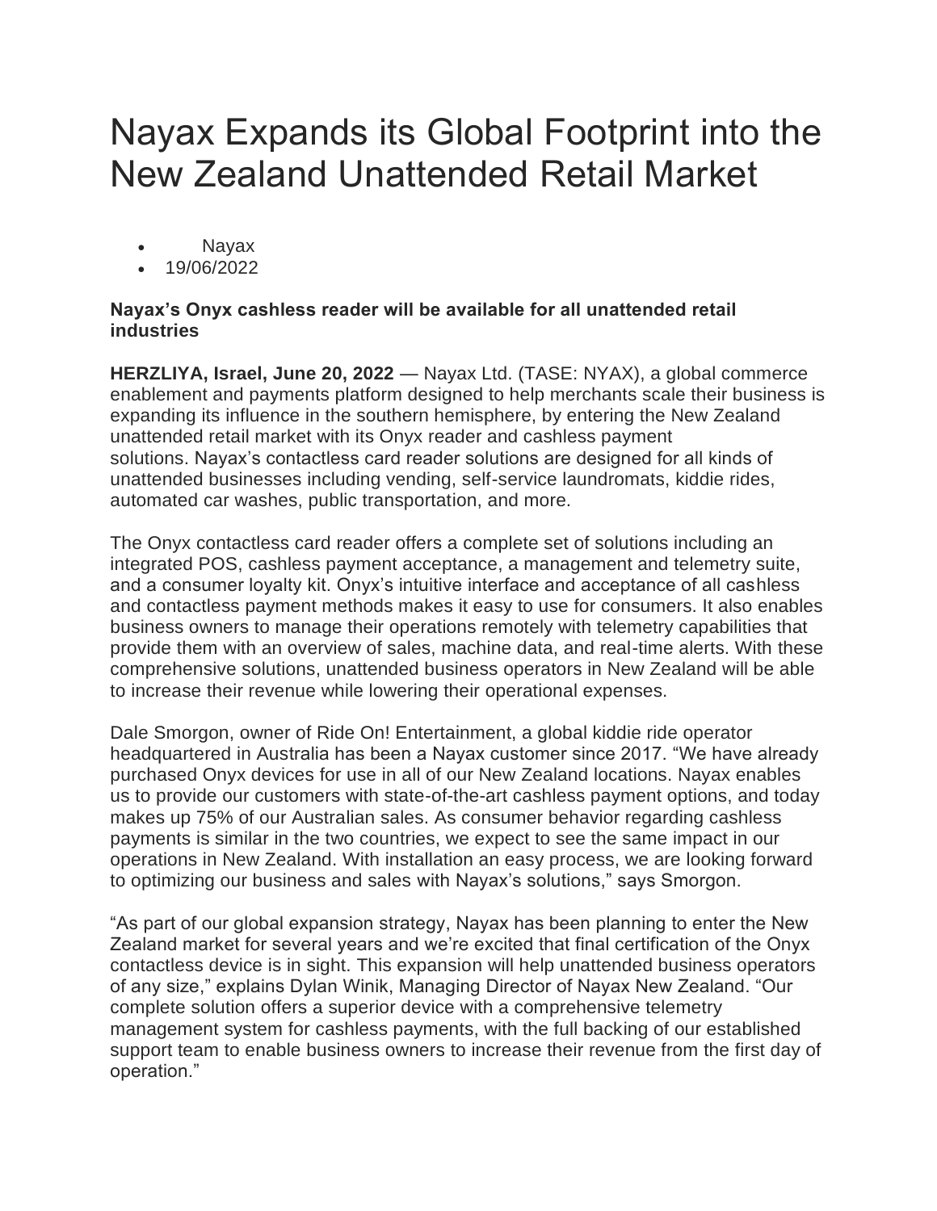# Nayax Expands its Global Footprint into the New Zealand Unattended Retail Market

- Nayax
- 19/06/2022

**Nayax's Onyx cashless reader will be available for all unattended retail industries**

**HERZLIYA, Israel, June 20, 2022** — Nayax Ltd. (TASE: NYAX), a global commerce enablement and payments platform designed to help merchants scale their business is expanding its influence in the southern hemisphere, by entering the New Zealand unattended retail market with its Onyx reader and cashless payment solutions. Nayax's contactless card reader solutions are designed for all kinds of unattended businesses including vending, self-service laundromats, kiddie rides, automated car washes, public transportation, and more.

The Onyx contactless card reader offers a complete set of solutions including an integrated POS, cashless payment acceptance, a management and telemetry suite, and a consumer loyalty kit. Onyx's intuitive interface and acceptance of all cashless and contactless payment methods makes it easy to use for consumers. It also enables business owners to manage their operations remotely with telemetry capabilities that provide them with an overview of sales, machine data, and real-time alerts. With these comprehensive solutions, unattended business operators in New Zealand will be able to increase their revenue while lowering their operational expenses.

Dale Smorgon, owner of Ride On! Entertainment, a global kiddie ride operator headquartered in Australia has been a Nayax customer since 2017. "We have already purchased Onyx devices for use in all of our New Zealand locations. Nayax enables us to provide our customers with state-of-the-art cashless payment options, and today makes up 75% of our Australian sales. As consumer behavior regarding cashless payments is similar in the two countries, we expect to see the same impact in our operations in New Zealand. With installation an easy process, we are looking forward to optimizing our business and sales with Nayax's solutions," says Smorgon.

"As part of our global expansion strategy, Nayax has been planning to enter the New Zealand market for several years and we're excited that final certification of the Onyx contactless device is in sight. This expansion will help unattended business operators of any size," explains Dylan Winik, Managing Director of Nayax New Zealand. "Our complete solution offers a superior device with a comprehensive telemetry management system for cashless payments, with the full backing of our established support team to enable business owners to increase their revenue from the first day of operation."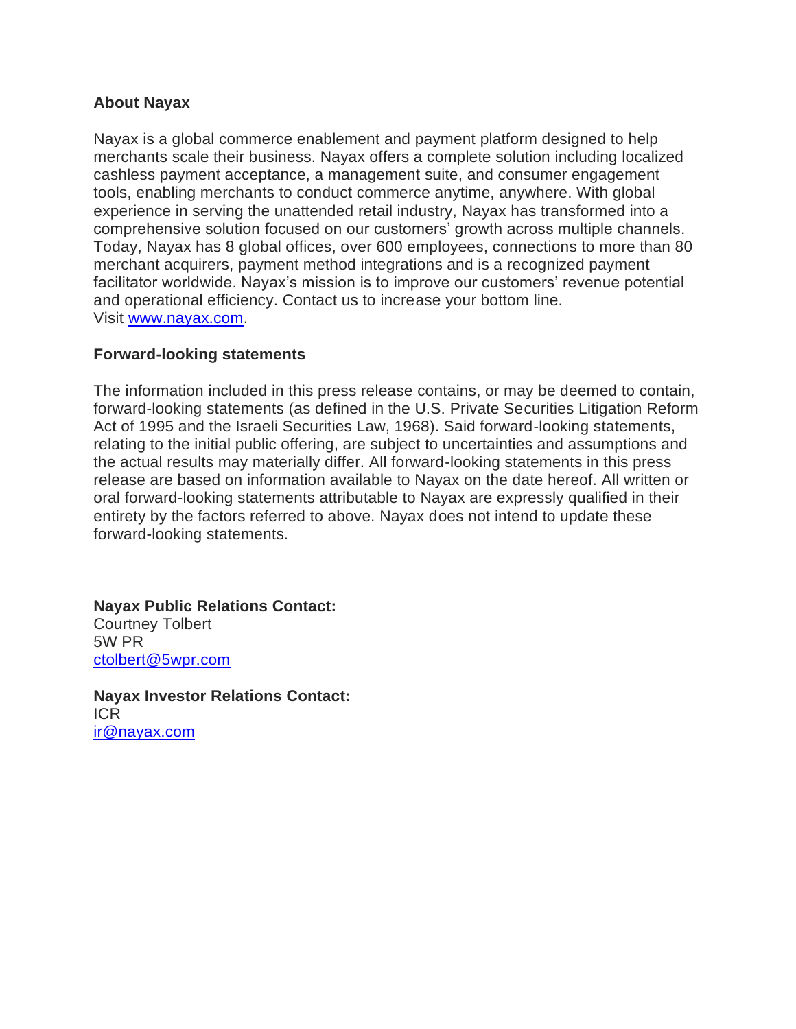**About Nayax**

Nayax is a global commerce enablement and payment platform designed to help merchants scale their business. Nayax offers a complete solution including localized cashless payment acceptance, a management suite, and consumer engagement tools, enabling merchants to conduct commerce anytime, anywhere. With global experience in serving the unattended retail industry, Nayax has transformed into a comprehensive solution focused on our customers' growth across multiple channels. Today, Nayax has 8 global offices, over 600 employees, connections to more than 80 merchant acquirers, payment method integrations and is a recognized payment facilitator worldwide. Nayax's mission is to improve our customers' revenue potential and operational efficiency. Contact us to increase your bottom line.
Visit [www.nayax.com](http://www.nayax.com).

**Forward-looking statements**

The information included in this press release contains, or may be deemed to contain, forward-looking statements (as defined in the U.S. Private Securities Litigation Reform Act of 1995 and the Israeli Securities Law, 1968). Said forward-looking statements, relating to the initial public offering, are subject to uncertainties and assumptions and the actual results may materially differ. All forward-looking statements in this press release are based on information available to Nayax on the date hereof. All written or oral forward-looking statements attributable to Nayax are expressly qualified in their entirety by the factors referred to above. Nayax does not intend to update these forward-looking statements.

**Nayax Public Relations Contact:**
Courtney Tolbert
5W PR
[ctolbert@5wpr.com](mailto:ctolbert@5wpr.com)

**Nayax Investor Relations Contact:**
ICR
[ir@nayax.com](mailto:ir@nayax.com)